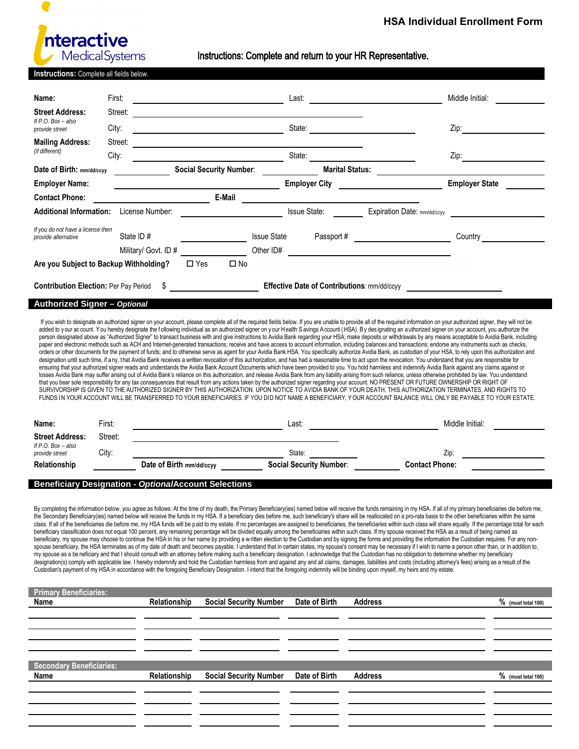**Interactive Medical Systems**

# HSA Individual Enrollment Form

**Instructions: Complete and return to your HR Representative.**

**Instructions:** Complete all fields below.

**Name:** First: ______________________ Last: ______________________ Middle Initial: ________

**Street Address:** Street: ______________________________________
*If P.O. Box – also provide street*
City: ______________________ State: ______________________ Zip: ______________

**Mailing Address:** Street: ______________________________________
*(if different)*
City: ______________________ State: ______________________ Zip: ______________

**Date of Birth:** mm/dd/ccyy ____________ **Social Security Number**: ____________ **Marital Status:** ______________

**Employer Name:** ______________________ **Employer City** ______________________ **Employer State** __________

**Contact Phone:** ______________________ **E-Mail** ______________________________

**Additional Information:** License Number: ______________ Issue State: ________ Expiration Date: mm/dd/ccyy ______________

*If you do not have a license then provide alternative*
State ID # ____________ Issue State ________ Passport # ______________ Country ______________
Military/ Govt. ID # ____________ Other ID# ______________________

**Are you Subject to Backup Withholding?** ☐ Yes ☐ No

**Contribution Election:** Per Pay Period $ ______________ **Effective Date of Contributions**: mm/dd/ccyy ______________

## Authorized Signer – *Optional*

If you wish to designate an authorized signer on your account, please complete all of the required fields below. If you are unable to provide all of the required information on your authorized signer, they will not be added to your account. You hereby designate the following individual as an authorized signer on your Health Savings Account (HSA). By designating an authorized signer on your account, you authorize the person designated above as "Authorized Signer" to transact business with and give instructions to Avidia Bank regarding your HSA; make deposits or withdrawals by any means acceptable to Avidia Bank, including paper and electronic methods such as ACH and Internet-generated transactions; receive and have access to account information, including balances and transactions; endorse any instruments such as checks, orders or other documents for the payment of funds; and to otherwise serve as agent for your Avidia Bank HSA. You specifically authorize Avidia Bank, as custodian of your HSA, to rely upon this authorization and designation until such time, if any, that Avidia Bank receives a written revocation of this authorization, and has had a reasonable time to act upon the revocation. You understand that you are responsible for ensuring that your authorized signer reads and understands the Avidia Bank Account Documents which have been provided to you. You hold harmless and indemnify Avidia Bank against any claims against or losses Avidia Bank may suffer arising out of Avidia Bank's reliance on this authorization, and release Avidia Bank from any liability arising from such reliance, unless otherwise prohibited by law. You understand that you bear sole responsibility for any tax consequences that result from any actions taken by the authorized signer regarding your account. NO PRESENT OR FUTURE OWNERSHIP OR RIGHT OF SURVIVORSHIP IS GIVEN TO THE AUTHORIZED SIGNER BY THIS AUTHORIZATION. UPON NOTICE TO AVIDIA BANK OF YOUR DEATH, THIS AUTHORIZATION TERMINATES, AND RIGHTS TO FUNDS IN YOUR ACCOUNT WILL BE TRANSFERRED TO YOUR BENEFICIARIES. IF YOU DID NOT NAME A BENEFICIARY, YOUR ACCOUNT BALANCE WILL ONLY BE PAYABLE TO YOUR ESTATE.

**Name:** First: ______________________ Last: ______________________ Middle Initial: ________

**Street Address:** Street: ______________________________________
*If P.O. Box – also provide street*
City: ______________________ State: ____________ Zip: ______________

**Relationship** ____________ **Date of Birth** mm/dd/ccyy ____________ **Social Security Number**: ____________ **Contact Phone:** ____________

## Beneficiary Designation - *Optional*Account Selections

By completing the information below, you agree as follows: At the time of my death, the Primary Beneficiary(ies) named below will receive the funds remaining in my HSA. If all of my primary beneficiaries die before me, the Secondary Beneficiary(ies) named below will receive the funds in my HSA. If a beneficiary dies before me, such beneficiary's share will be reallocated on a pro-rata basis to the other beneficiaries within the same class. If all of the beneficiaries die before me, my HSA funds will be paid to my estate. If no percentages are assigned to beneficiaries, the beneficiaries within such class will share equally. If the percentage total for each beneficiary classification does not equal 100 percent, any remaining percentage will be divided equally among the beneficiaries within such class. If my spouse received the HSA as a result of being named as beneficiary, my spouse may choose to continue the HSA in his or her name by providing a written election to the Custodian and by signing the forms and providing the information the Custodian requires. For any non-spouse beneficiary, the HSA terminates as of my date of death and becomes payable. I understand that in certain states, my spouse's consent may be necessary if I wish to name a person other than, or in addition to, my spouse as a beneficiary and that I should consult with an attorney before making such a beneficiary designation. I acknowledge that the Custodian has no obligation to determine whether my beneficiary designation(s) comply with applicable law. I hereby indemnify and hold the Custodian harmless from and against any and all claims, damages, liabilities and costs (including attorney's fees) arising as a result of the Custodian's payment of my HSA in accordance with the foregoing Beneficiary Designation. I intend that the foregoing indemnity will be binding upon myself, my heirs and my estate.

### Primary Beneficiaries:

| Name | Relationship | Social Security Number | Date of Birth | Address | % (must total 100) |
|---|---|---|---|---|---|
| | | | | | |
| | | | | | |
| | | | | | |
| | | | | | |

### Secondary Beneficiaries:

| Name | Relationship | Social Security Number | Date of Birth | Address | % (must total 100) |
|---|---|---|---|---|---|
| | | | | | |
| | | | | | |
| | | | | | |
| | | | | | |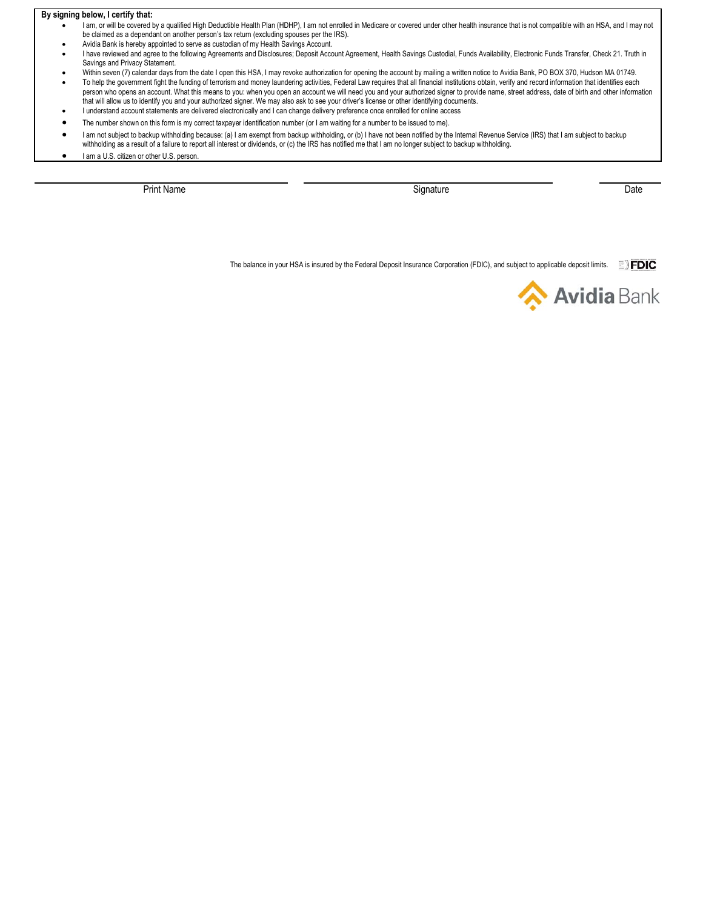**By signing below, I certify that:**

- I am, or will be covered by a qualified High Deductible Health Plan (HDHP), I am not enrolled in Medicare or covered under other health insurance that is not compatible with an HSA, and I may not be claimed as a dependant on another person's tax return (excluding spouses per the IRS).
- Avidia Bank is hereby appointed to serve as custodian of my Health Savings Account.
- I have reviewed and agree to the following Agreements and Disclosures; Deposit Account Agreement, Health Savings Custodial, Funds Availability, Electronic Funds Transfer, Check 21. Truth in Savings and Privacy Statement.
- Within seven (7) calendar days from the date I open this HSA, I may revoke authorization for opening the account by mailing a written notice to Avidia Bank, PO BOX 370, Hudson MA 01749.
- To help the government fight the funding of terrorism and money laundering activities, Federal Law requires that all financial institutions obtain, verify and record information that identifies each person who opens an account. What this means to you: when you open an account we will need you and your authorized signer to provide name, street address, date of birth and other information that will allow us to identify you and your authorized signer. We may also ask to see your driver's license or other identifying documents.
- I understand account statements are delivered electronically and I can change delivery preference once enrolled for online access
- The number shown on this form is my correct taxpayer identification number (or I am waiting for a number to be issued to me).
- I am not subject to backup withholding because: (a) I am exempt from backup withholding, or (b) I have not been notified by the Internal Revenue Service (IRS) that I am subject to backup withholding as a result of a failure to report all interest or dividends, or (c) the IRS has notified me that I am no longer subject to backup withholding.
- I am a U.S. citizen or other U.S. person.

Print Name ______________________ Signature ______________________ Date __________

The balance in your HSA is insured by the Federal Deposit Insurance Corporation (FDIC), and subject to applicable deposit limits. FDIC

Avidia Bank